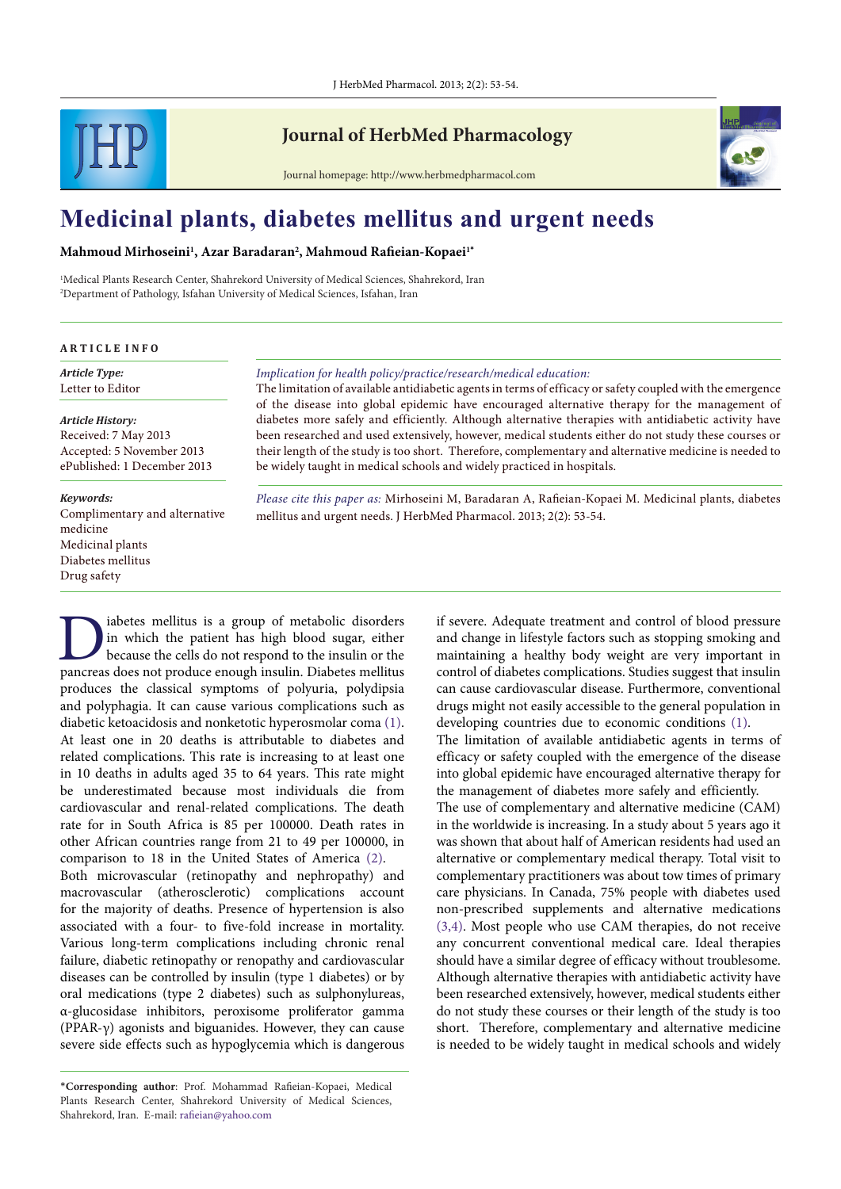# Medicinal plants, diabetes mellitus and urgent needs

**Mahmoud Mirhoseini[1], Azar Baradaran[2], Mahmoud Rafieian-Kopaei[1*]**

[1]Medical Plants Research Center, Shahrekord University of Medical Sciences, Shahrekord, Iran
[2]Department of Pathology, Isfahan University of Medical Sciences, Isfahan, Iran

**ARTICLE INFO**

***Article Type:***
Letter to Editor

***Article History:***
Received: 7 May 2013
Accepted: 5 November 2013
ePublished: 1 December 2013

***Keywords:***
Complimentary and alternative medicine
Medicinal plants
Diabetes mellitus
Drug safety

*Implication for health policy/practice/research/medical education:*
The limitation of available antidiabetic agents in terms of efficacy or safety coupled with the emergence of the disease into global epidemic have encouraged alternative therapy for the management of diabetes more safely and efficiently. Although alternative therapies with antidiabetic activity have been researched and used extensively, however, medical students either do not study these courses or their length of the study is too short. Therefore, complementary and alternative medicine is needed to be widely taught in medical schools and widely practiced in hospitals.

*Please cite this paper as:* Mirhoseini M, Baradaran A, Rafieian-Kopaei M. Medicinal plants, diabetes mellitus and urgent needs. J HerbMed Pharmacol. 2013; 2(2): 53-54.

Diabetes mellitus is a group of metabolic disorders in which the patient has high blood sugar, either because the cells do not respond to the insulin or the pancreas does not produce enough insulin. Diabetes mellitus produces the classical symptoms of polyuria, polydipsia and polyphagia. It can cause various complications such as diabetic ketoacidosis and nonketotic hyperosmolar coma (1). At least one in 20 deaths is attributable to diabetes and related complications. This rate is increasing to at least one in 10 deaths in adults aged 35 to 64 years. This rate might be underestimated because most individuals die from cardiovascular and renal-related complications. The death rate for in South Africa is 85 per 100000. Death rates in other African countries range from 21 to 49 per 100000, in comparison to 18 in the United States of America (2).

Both microvascular (retinopathy and nephropathy) and macrovascular (atherosclerotic) complications account for the majority of deaths. Presence of hypertension is also associated with a four- to five-fold increase in mortality. Various long-term complications including chronic renal failure, diabetic retinopathy or renopathy and cardiovascular diseases can be controlled by insulin (type 1 diabetes) or by oral medications (type 2 diabetes) such as sulphonylureas, α-glucosidase inhibitors, peroxisome proliferator gamma (PPAR-γ) agonists and biguanides. However, they can cause severe side effects such as hypoglycemia which is dangerous if severe. Adequate treatment and control of blood pressure and change in lifestyle factors such as stopping smoking and maintaining a healthy body weight are very important in control of diabetes complications. Studies suggest that insulin can cause cardiovascular disease. Furthermore, conventional drugs might not easily accessible to the general population in developing countries due to economic conditions (1).

The limitation of available antidiabetic agents in terms of efficacy or safety coupled with the emergence of the disease into global epidemic have encouraged alternative therapy for the management of diabetes more safely and efficiently.

The use of complementary and alternative medicine (CAM) in the worldwide is increasing. In a study about 5 years ago it was shown that about half of American residents had used an alternative or complementary medical therapy. Total visit to complementary practitioners was about tow times of primary care physicians. In Canada, 75% people with diabetes used non-prescribed supplements and alternative medications (3,4). Most people who use CAM therapies, do not receive any concurrent conventional medical care. Ideal therapies should have a similar degree of efficacy without troublesome. Although alternative therapies with antidiabetic activity have been researched extensively, however, medical students either do not study these courses or their length of the study is too short. Therefore, complementary and alternative medicine is needed to be widely taught in medical schools and widely

*Corresponding author: Prof. Mohammad Rafieian-Kopaei, Medical Plants Research Center, Shahrekord University of Medical Sciences, Shahrekord, Iran. E-mail: rafieian@yahoo.com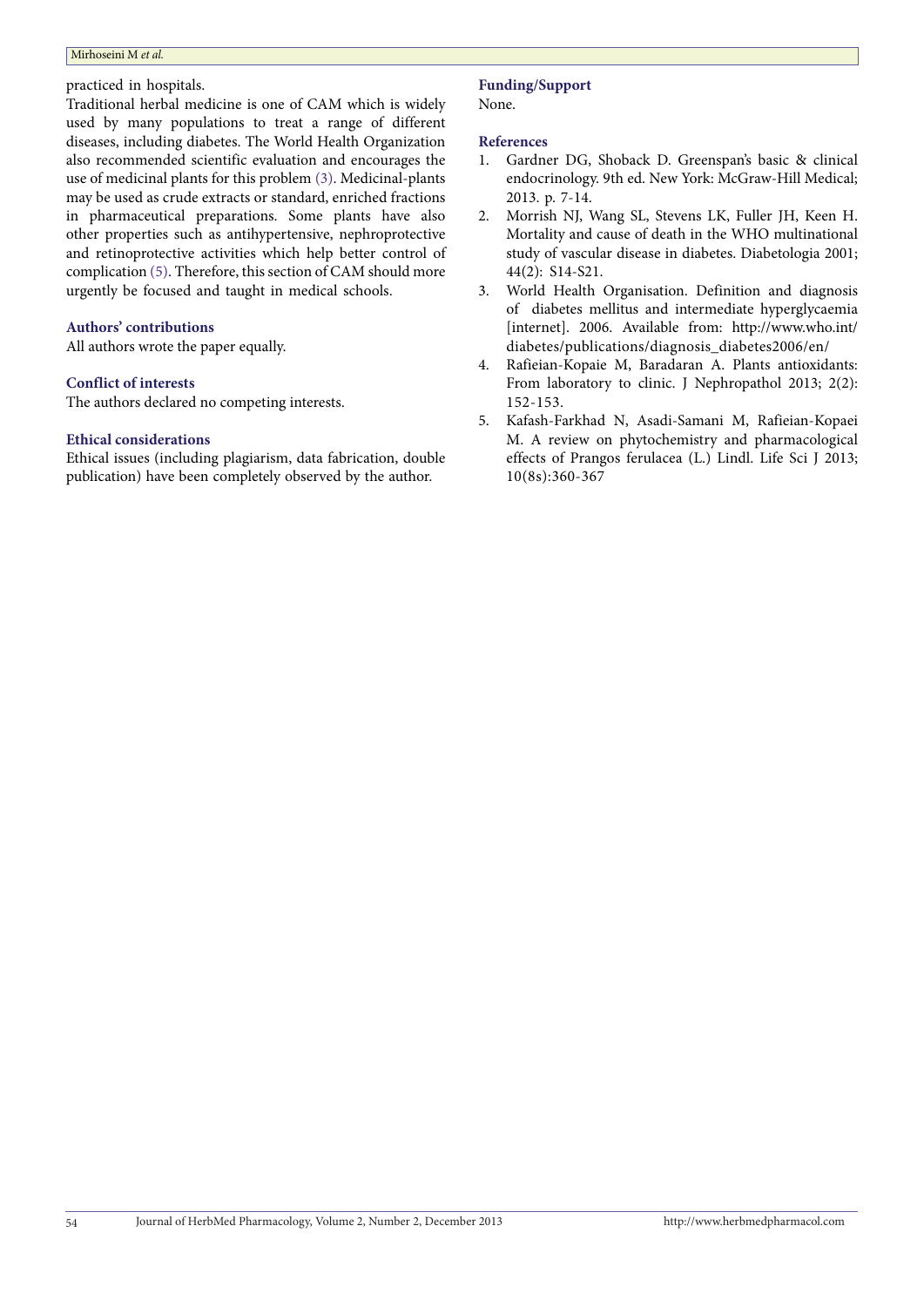practiced in hospitals.

Traditional herbal medicine is one of CAM which is widely used by many populations to treat a range of different diseases, including diabetes. The World Health Organization also recommended scientific evaluation and encourages the use of medicinal plants for this problem (3). Medicinal-plants may be used as crude extracts or standard, enriched fractions in pharmaceutical preparations. Some plants have also other properties such as antihypertensive, nephroprotective and retinoprotective activities which help better control of complication (5). Therefore, this section of CAM should more urgently be focused and taught in medical schools.

## Authors' contributions

All authors wrote the paper equally.

## Conflict of interests

The authors declared no competing interests.

## Ethical considerations

Ethical issues (including plagiarism, data fabrication, double publication) have been completely observed by the author.

## Funding/Support

None.

## References

1. Gardner DG, Shoback D. Greenspan's basic & clinical endocrinology. 9th ed. New York: McGraw-Hill Medical; 2013. p. 7-14.
2. Morrish NJ, Wang SL, Stevens LK, Fuller JH, Keen H. Mortality and cause of death in the WHO multinational study of vascular disease in diabetes. Diabetologia 2001; 44(2): S14-S21.
3. World Health Organisation. Definition and diagnosis of diabetes mellitus and intermediate hyperglycaemia [internet]. 2006. Available from: http://www.who.int/diabetes/publications/diagnosis_diabetes2006/en/
4. Rafieian-Kopaie M, Baradaran A. Plants antioxidants: From laboratory to clinic. J Nephropathol 2013; 2(2): 152-153.
5. Kafash-Farkhad N, Asadi-Samani M, Rafieian-Kopaei M. A review on phytochemistry and pharmacological effects of Prangos ferulacea (L.) Lindl. Life Sci J 2013; 10(8s):360-367